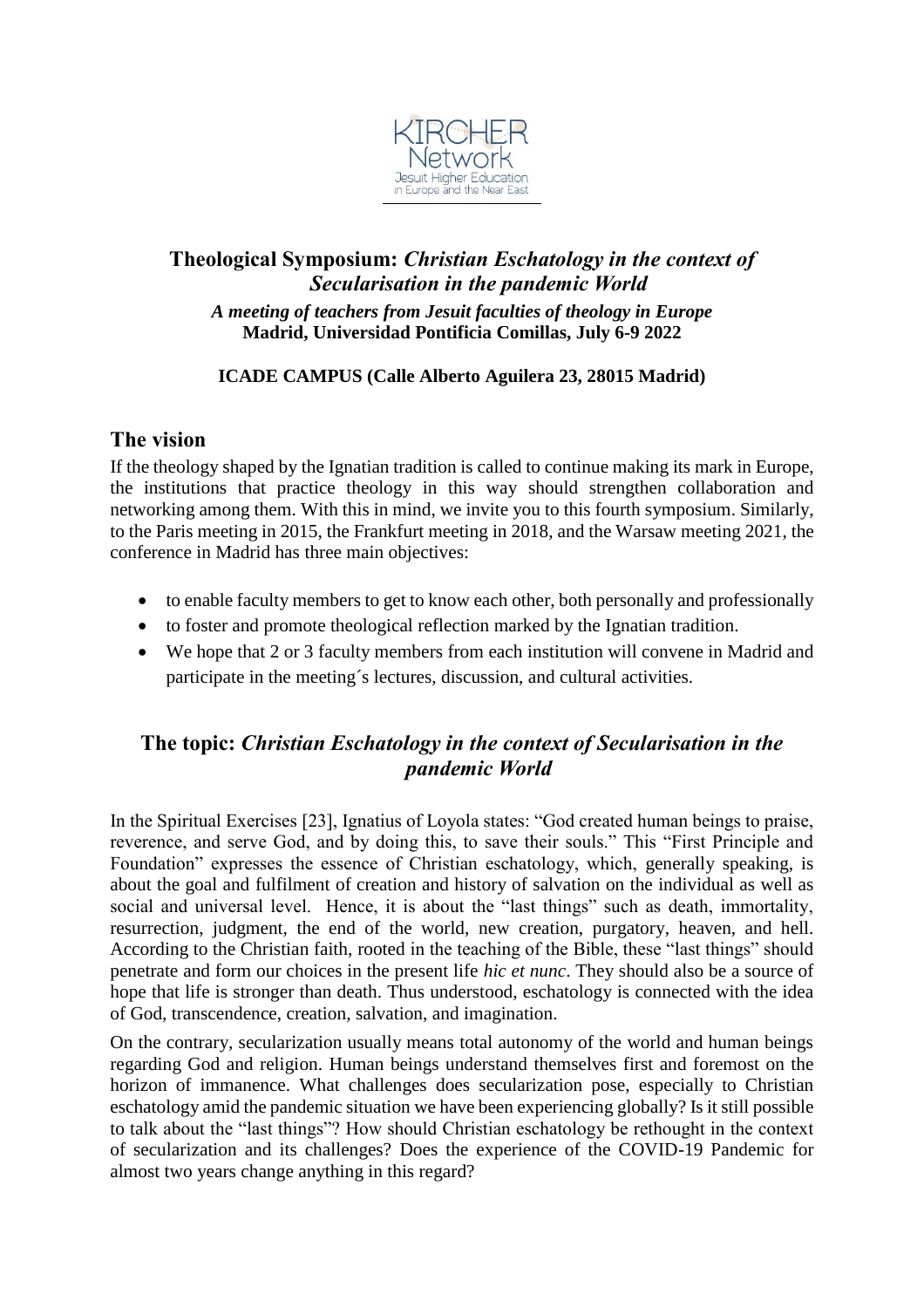## Theological Symposium: *Christian Eschatology in the context of Secularisation in the pandemic World*

***A meeting of teachers from Jesuit faculties of theology in Europe***
**Madrid, Universidad Pontificia Comillas, July 6-9 2022**

**ICADE CAMPUS (Calle Alberto Aguilera 23, 28015 Madrid)**

## The vision

If the theology shaped by the Ignatian tradition is called to continue making its mark in Europe, the institutions that practice theology in this way should strengthen collaboration and networking among them. With this in mind, we invite you to this fourth symposium. Similarly, to the Paris meeting in 2015, the Frankfurt meeting in 2018, and the Warsaw meeting 2021, the conference in Madrid has three main objectives:

- to enable faculty members to get to know each other, both personally and professionally
- to foster and promote theological reflection marked by the Ignatian tradition.
- We hope that 2 or 3 faculty members from each institution will convene in Madrid and participate in the meeting´s lectures, discussion, and cultural activities.

## The topic: *Christian Eschatology in the context of Secularisation in the pandemic World*

In the Spiritual Exercises [23], Ignatius of Loyola states: "God created human beings to praise, reverence, and serve God, and by doing this, to save their souls." This "First Principle and Foundation" expresses the essence of Christian eschatology, which, generally speaking, is about the goal and fulfilment of creation and history of salvation on the individual as well as social and universal level. Hence, it is about the "last things" such as death, immortality, resurrection, judgment, the end of the world, new creation, purgatory, heaven, and hell. According to the Christian faith, rooted in the teaching of the Bible, these "last things" should penetrate and form our choices in the present life *hic et nunc*. They should also be a source of hope that life is stronger than death. Thus understood, eschatology is connected with the idea of God, transcendence, creation, salvation, and imagination.

On the contrary, secularization usually means total autonomy of the world and human beings regarding God and religion. Human beings understand themselves first and foremost on the horizon of immanence. What challenges does secularization pose, especially to Christian eschatology amid the pandemic situation we have been experiencing globally? Is it still possible to talk about the "last things"? How should Christian eschatology be rethought in the context of secularization and its challenges? Does the experience of the COVID-19 Pandemic for almost two years change anything in this regard?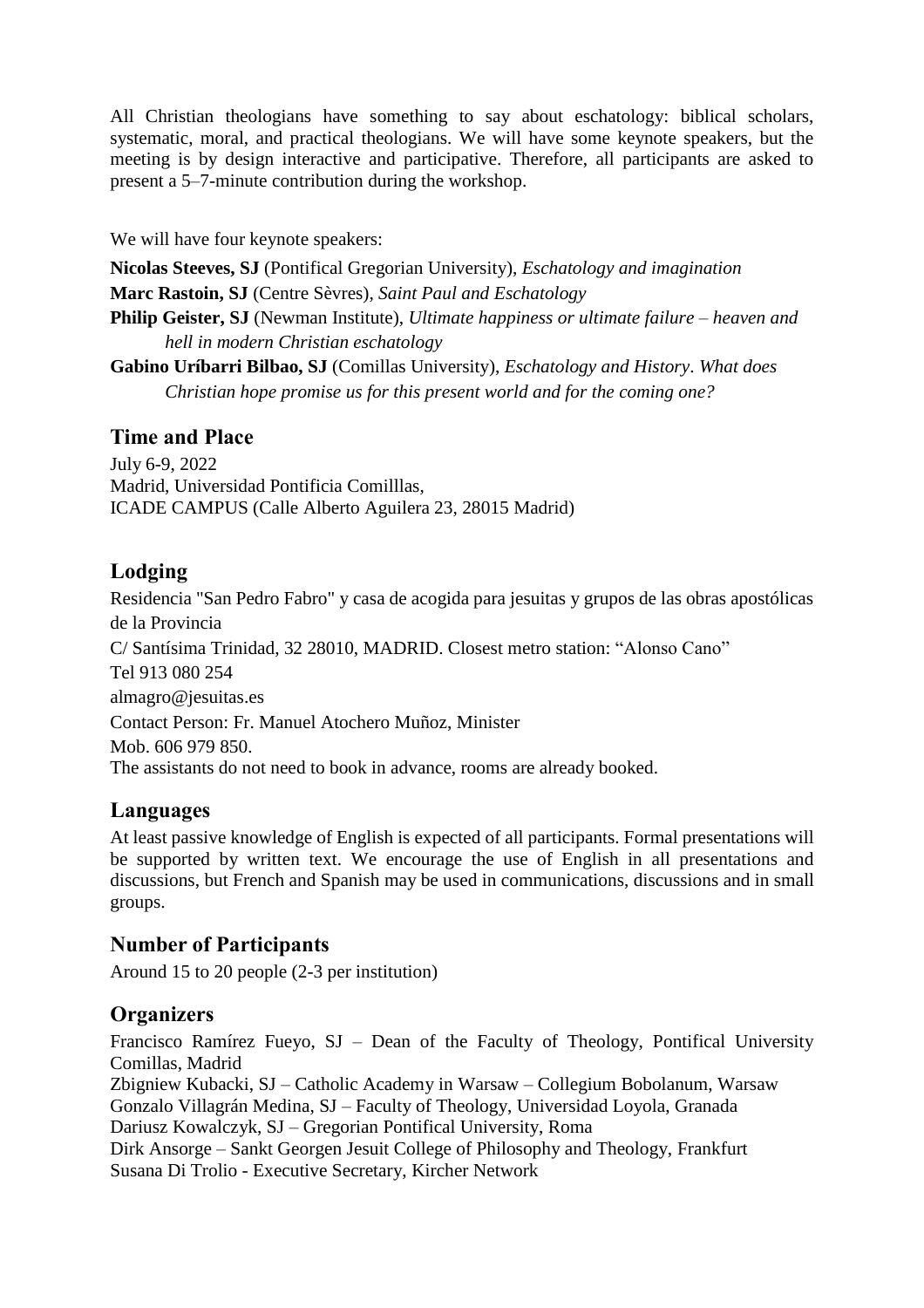All Christian theologians have something to say about eschatology: biblical scholars, systematic, moral, and practical theologians. We will have some keynote speakers, but the meeting is by design interactive and participative. Therefore, all participants are asked to present a 5–7-minute contribution during the workshop.

We will have four keynote speakers:

**Nicolas Steeves, SJ** (Pontifical Gregorian University), *Eschatology and imagination*
**Marc Rastoin, SJ** (Centre Sèvres), *Saint Paul and Eschatology*
**Philip Geister, SJ** (Newman Institute), *Ultimate happiness or ultimate failure – heaven and hell in modern Christian eschatology*
**Gabino Uríbarri Bilbao, SJ** (Comillas University), *Eschatology and History*. *What does Christian hope promise us for this present world and for the coming one?*

## Time and Place

July 6-9, 2022
Madrid, Universidad Pontificia Comilllas,
ICADE CAMPUS (Calle Alberto Aguilera 23, 28015 Madrid)

## Lodging

Residencia "San Pedro Fabro" y casa de acogida para jesuitas y grupos de las obras apostólicas de la Provincia

C/ Santísima Trinidad, 32 28010, MADRID. Closest metro station: “Alonso Cano”

Tel 913 080 254

almagro@jesuitas.es

Contact Person: Fr. Manuel Atochero Muñoz, Minister

Mob. 606 979 850.

The assistants do not need to book in advance, rooms are already booked.

## Languages

At least passive knowledge of English is expected of all participants. Formal presentations will be supported by written text. We encourage the use of English in all presentations and discussions, but French and Spanish may be used in communications, discussions and in small groups.

## Number of Participants

Around 15 to 20 people (2-3 per institution)

## Organizers

Francisco Ramírez Fueyo, SJ – Dean of the Faculty of Theology, Pontifical University Comillas, Madrid
Zbigniew Kubacki, SJ – Catholic Academy in Warsaw – Collegium Bobolanum, Warsaw
Gonzalo Villagrán Medina, SJ – Faculty of Theology, Universidad Loyola, Granada
Dariusz Kowalczyk, SJ – Gregorian Pontifical University, Roma
Dirk Ansorge – Sankt Georgen Jesuit College of Philosophy and Theology, Frankfurt
Susana Di Trolio - Executive Secretary, Kircher Network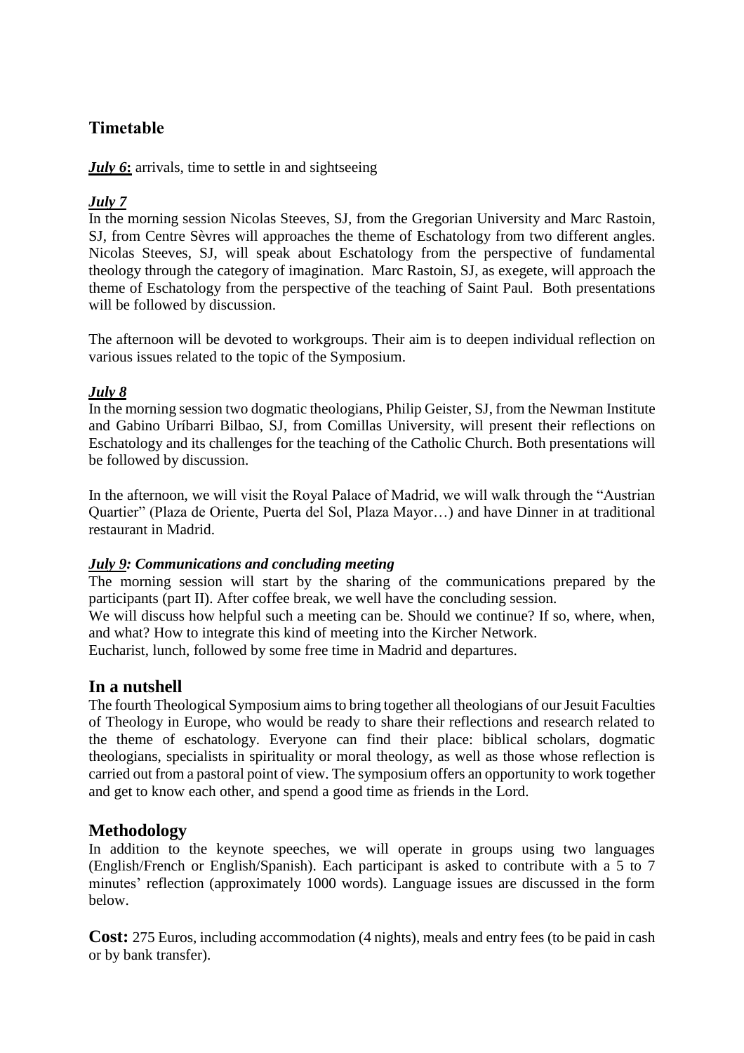## Timetable

***July 6*:** arrivals, time to settle in and sightseeing

***July 7***

In the morning session Nicolas Steeves, SJ, from the Gregorian University and Marc Rastoin, SJ, from Centre Sèvres will approaches the theme of Eschatology from two different angles. Nicolas Steeves, SJ, will speak about Eschatology from the perspective of fundamental theology through the category of imagination. Marc Rastoin, SJ, as exegete, will approach the theme of Eschatology from the perspective of the teaching of Saint Paul. Both presentations will be followed by discussion.

The afternoon will be devoted to workgroups. Their aim is to deepen individual reflection on various issues related to the topic of the Symposium.

***July 8***

In the morning session two dogmatic theologians, Philip Geister, SJ, from the Newman Institute and Gabino Uríbarri Bilbao, SJ, from Comillas University, will present their reflections on Eschatology and its challenges for the teaching of the Catholic Church. Both presentations will be followed by discussion.

In the afternoon, we will visit the Royal Palace of Madrid, we will walk through the "Austrian Quartier" (Plaza de Oriente, Puerta del Sol, Plaza Mayor…) and have Dinner in at traditional restaurant in Madrid.

***July 9*: *Communications and concluding meeting***

The morning session will start by the sharing of the communications prepared by the participants (part II). After coffee break, we well have the concluding session.
We will discuss how helpful such a meeting can be. Should we continue? If so, where, when, and what? How to integrate this kind of meeting into the Kircher Network.
Eucharist, lunch, followed by some free time in Madrid and departures.

## In a nutshell

The fourth Theological Symposium aims to bring together all theologians of our Jesuit Faculties of Theology in Europe, who would be ready to share their reflections and research related to the theme of eschatology. Everyone can find their place: biblical scholars, dogmatic theologians, specialists in spirituality or moral theology, as well as those whose reflection is carried out from a pastoral point of view. The symposium offers an opportunity to work together and get to know each other, and spend a good time as friends in the Lord.

## Methodology

In addition to the keynote speeches, we will operate in groups using two languages (English/French or English/Spanish). Each participant is asked to contribute with a 5 to 7 minutes' reflection (approximately 1000 words). Language issues are discussed in the form below.

**Cost:** 275 Euros, including accommodation (4 nights), meals and entry fees (to be paid in cash or by bank transfer).